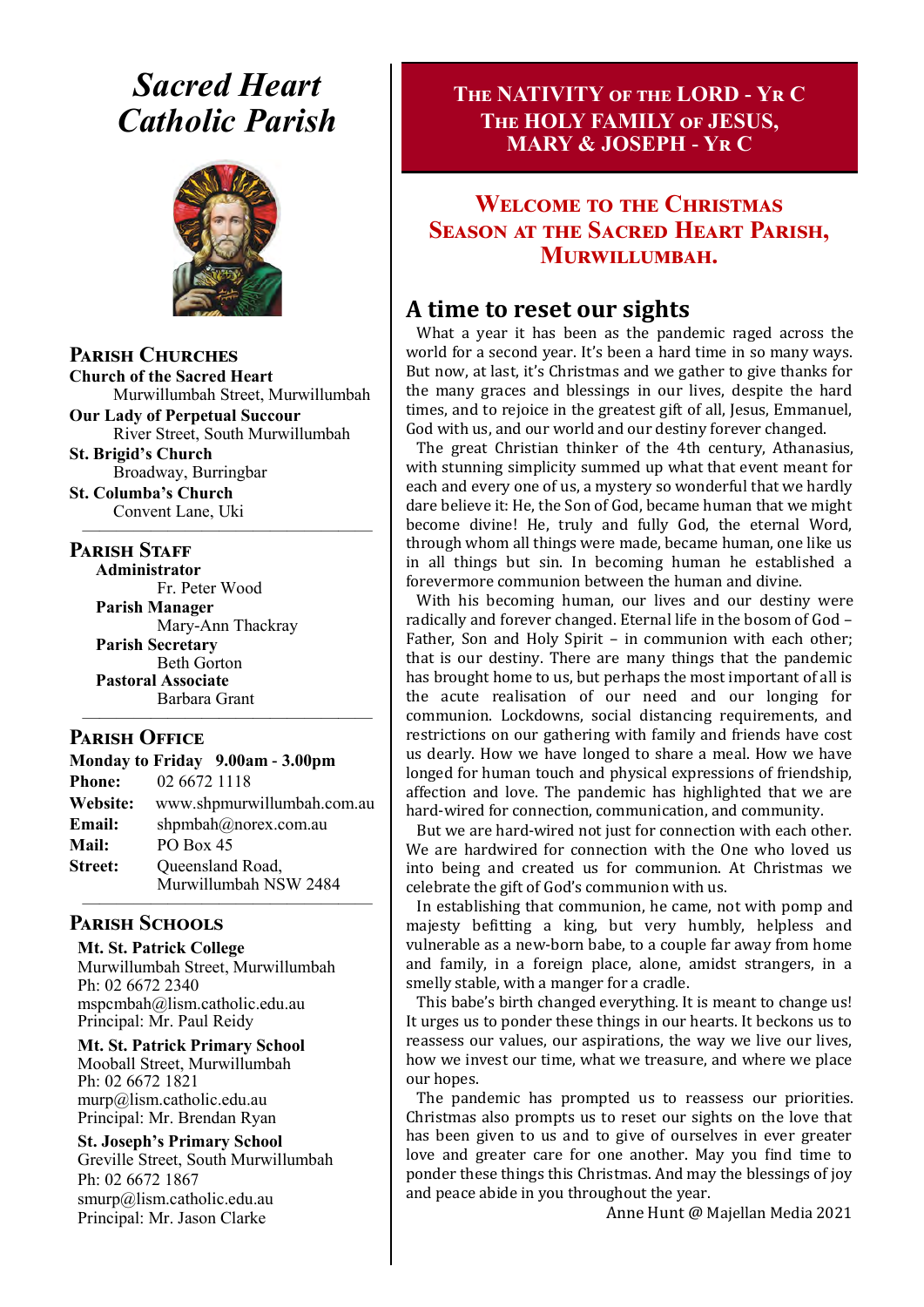# *Sacred Heart Catholic Parish*

## Parish Churches

**Church of the Sacred Heart**
Murwillumbah Street, Murwillumbah

**Our Lady of Perpetual Succour**
River Street, South Murwillumbah

**St. Brigid's Church**
Broadway, Burringbar

**St. Columba's Church**
Convent Lane, Uki

## Parish Staff

**Administrator**
Fr. Peter Wood

**Parish Manager**
Mary-Ann Thackray

**Parish Secretary**
Beth Gorton

**Pastoral Associate**
Barbara Grant

## Parish Office

**Monday to Friday 9.00am - 3.00pm**

**Phone:** 02 6672 1118
**Website:** www.shpmurwillumbah.com.au
**Email:** shpmbah@norex.com.au
**Mail:** PO Box 45
**Street:** Queensland Road, Murwillumbah NSW 2484

## Parish Schools

**Mt. St. Patrick College**
Murwillumbah Street, Murwillumbah
Ph: 02 6672 2340
mspcmbah@lism.catholic.edu.au
Principal: Mr. Paul Reidy

**Mt. St. Patrick Primary School**
Mooball Street, Murwillumbah
Ph: 02 6672 1821
murp@lism.catholic.edu.au
Principal: Mr. Brendan Ryan

**St. Joseph's Primary School**
Greville Street, South Murwillumbah
Ph: 02 6672 1867
smurp@lism.catholic.edu.au
Principal: Mr. Jason Clarke

---

## The NATIVITY of the LORD - Yr C
## The HOLY FAMILY of JESUS, MARY & JOSEPH - Yr C

## Welcome to the Christmas Season at the Sacred Heart Parish, Murwillumbah.

## A time to reset our sights

What a year it has been as the pandemic raged across the world for a second year. It's been a hard time in so many ways. But now, at last, it's Christmas and we gather to give thanks for the many graces and blessings in our lives, despite the hard times, and to rejoice in the greatest gift of all, Jesus, Emmanuel, God with us, and our world and our destiny forever changed.

The great Christian thinker of the 4th century, Athanasius, with stunning simplicity summed up what that event meant for each and every one of us, a mystery so wonderful that we hardly dare believe it: He, the Son of God, became human that we might become divine! He, truly and fully God, the eternal Word, through whom all things were made, became human, one like us in all things but sin. In becoming human he established a forevermore communion between the human and divine.

With his becoming human, our lives and our destiny were radically and forever changed. Eternal life in the bosom of God – Father, Son and Holy Spirit – in communion with each other; that is our destiny. There are many things that the pandemic has brought home to us, but perhaps the most important of all is the acute realisation of our need and our longing for communion. Lockdowns, social distancing requirements, and restrictions on our gathering with family and friends have cost us dearly. How we have longed to share a meal. How we have longed for human touch and physical expressions of friendship, affection and love. The pandemic has highlighted that we are hard-wired for connection, communication, and community.

But we are hard-wired not just for connection with each other. We are hardwired for connection with the One who loved us into being and created us for communion. At Christmas we celebrate the gift of God's communion with us.

In establishing that communion, he came, not with pomp and majesty befitting a king, but very humbly, helpless and vulnerable as a new-born babe, to a couple far away from home and family, in a foreign place, alone, amidst strangers, in a smelly stable, with a manger for a cradle.

This babe's birth changed everything. It is meant to change us! It urges us to ponder these things in our hearts. It beckons us to reassess our values, our aspirations, the way we live our lives, how we invest our time, what we treasure, and where we place our hopes.

The pandemic has prompted us to reassess our priorities. Christmas also prompts us to reset our sights on the love that has been given to us and to give of ourselves in ever greater love and greater care for one another. May you find time to ponder these things this Christmas. And may the blessings of joy and peace abide in you throughout the year.

Anne Hunt @ Majellan Media 2021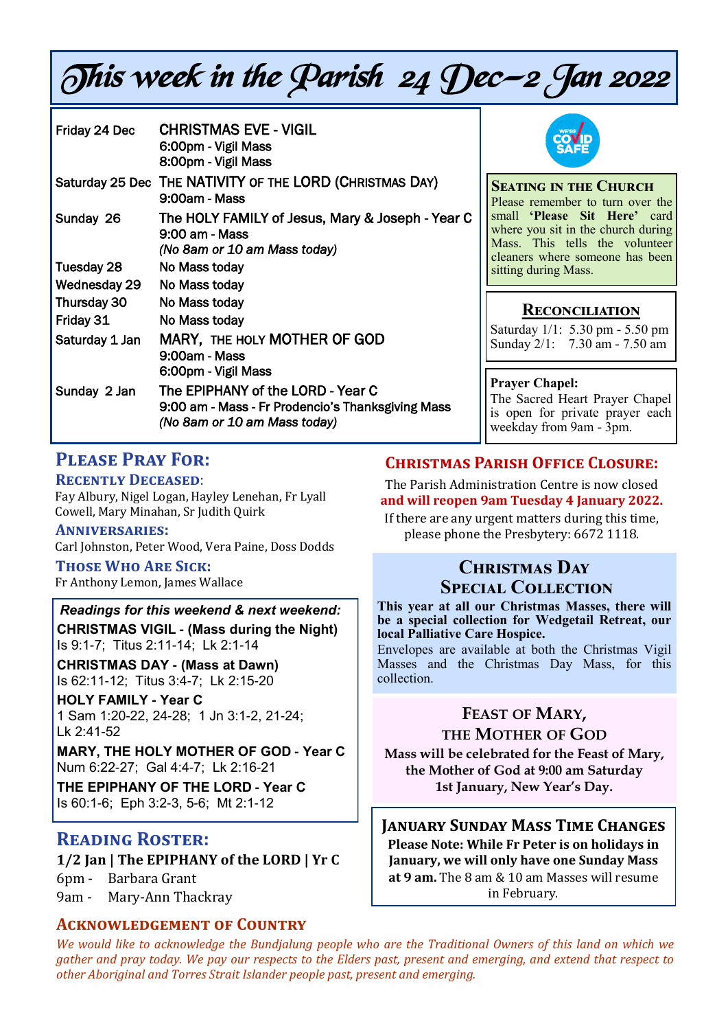# This week in the Parish 24 Dec–2 Jan 2022

| | |
|---|---|
| Friday 24 Dec | CHRISTMAS EVE - VIGIL<br>6:00pm - Vigil Mass<br>8:00pm - Vigil Mass |
| Saturday 25 Dec | THE NATIVITY OF THE LORD (CHRISTMAS DAY)<br>9:00am - Mass |
| Sunday 26 | The HOLY FAMILY of Jesus, Mary & Joseph - Year C<br>9:00 am - Mass<br>*(No 8am or 10 am Mass today)* |
| Tuesday 28 | No Mass today |
| Wednesday 29 | No Mass today |
| Thursday 30 | No Mass today |
| Friday 31 | No Mass today |
| Saturday 1 Jan | MARY, THE HOLY MOTHER OF GOD<br>9:00am - Mass<br>6:00pm - Vigil Mass |
| Sunday 2 Jan | The EPIPHANY of the LORD - Year C<br>9:00 am - Mass - Fr Prodencio's Thanksgiving Mass<br>*(No 8am or 10 am Mass today)* |

WE'RE COVID SAFE

### Seating in the Church

Please remember to turn over the small **'Please Sit Here'** card where you sit in the church during Mass. This tells the volunteer cleaners where someone has been sitting during Mass.

### Reconciliation

Saturday 1/1: 5.30 pm - 5.50 pm
Sunday 2/1: 7.30 am - 7.50 am

**Prayer Chapel:**
The Sacred Heart Prayer Chapel is open for private prayer each weekday from 9am - 3pm.

## Please Pray For:

### Recently Deceased:

Fay Albury, Nigel Logan, Hayley Lenehan, Fr Lyall Cowell, Mary Minahan, Sr Judith Quirk

### Anniversaries:

Carl Johnston, Peter Wood, Vera Paine, Doss Dodds

### Those Who Are Sick:

Fr Anthony Lemon, James Wallace

***Readings for this weekend & next weekend:***

**CHRISTMAS VIGIL - (Mass during the Night)**
Is 9:1-7; Titus 2:11-14; Lk 2:1-14

**CHRISTMAS DAY - (Mass at Dawn)**
Is 62:11-12; Titus 3:4-7; Lk 2:15-20

**HOLY FAMILY - Year C**
1 Sam 1:20-22, 24-28; 1 Jn 3:1-2, 21-24; Lk 2:41-52

**MARY, THE HOLY MOTHER OF GOD - Year C**
Num 6:22-27; Gal 4:4-7; Lk 2:16-21

**THE EPIPHANY OF THE LORD - Year C**
Is 60:1-6; Eph 3:2-3, 5-6; Mt 2:1-12

## Reading Roster:

**1/2 Jan | The EPIPHANY of the LORD | Yr C**

6pm - Barbara Grant
9am - Mary-Ann Thackray

## Christmas Parish Office Closure:

The Parish Administration Centre is now closed **and will reopen 9am Tuesday 4 January 2022.**
If there are any urgent matters during this time, please phone the Presbytery: 6672 1118.

## Christmas Day Special Collection

**This year at all our Christmas Masses, there will be a special collection for Wedgetail Retreat, our local Palliative Care Hospice.**
Envelopes are available at both the Christmas Vigil Masses and the Christmas Day Mass, for this collection.

## Feast of Mary, the Mother of God

**Mass will be celebrated for the Feast of Mary, the Mother of God at 9:00 am Saturday 1st January, New Year's Day.**

## January Sunday Mass Time Changes

**Please Note: While Fr Peter is on holidays in January, we will only have one Sunday Mass at 9 am.** The 8 am & 10 am Masses will resume in February.

## Acknowledgement of Country

*We would like to acknowledge the Bundjalung people who are the Traditional Owners of this land on which we gather and pray today. We pay our respects to the Elders past, present and emerging, and extend that respect to other Aboriginal and Torres Strait Islander people past, present and emerging.*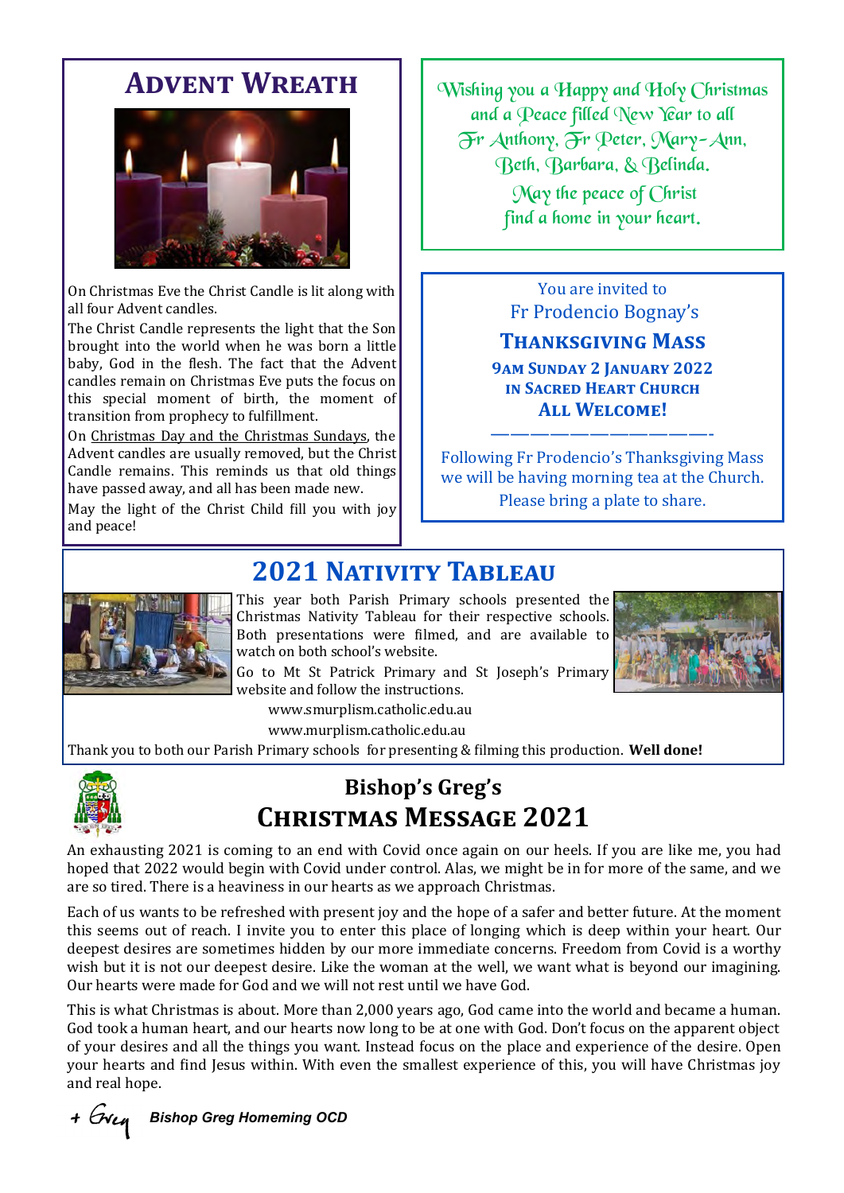## Advent Wreath

On Christmas Eve the Christ Candle is lit along with all four Advent candles.

The Christ Candle represents the light that the Son brought into the world when he was born a little baby, God in the flesh. The fact that the Advent candles remain on Christmas Eve puts the focus on this special moment of birth, the moment of transition from prophecy to fulfillment.

On Christmas Day and the Christmas Sundays, the Advent candles are usually removed, but the Christ Candle remains. This reminds us that old things have passed away, and all has been made new.

May the light of the Christ Child fill you with joy and peace!

Wishing you a Happy and Holy Christmas
and a Peace filled New Year to all
Fr Anthony, Fr Peter, Mary-Ann,
Beth, Barbara, & Belinda.

May the peace of Christ
find a home in your heart.

You are invited to
Fr Prodencio Bognay's

### Thanksgiving Mass

**9am Sunday 2 January 2022**
**in Sacred Heart Church**
**All Welcome!**

——————————————-

Following Fr Prodencio's Thanksgiving Mass we will be having morning tea at the Church.
Please bring a plate to share.

## 2021 Nativity Tableau

This year both Parish Primary schools presented the Christmas Nativity Tableau for their respective schools. Both presentations were filmed, and are available to watch on both school's website.

Go to Mt St Patrick Primary and St Joseph's Primary website and follow the instructions.

www.smurplism.catholic.edu.au

www.murplism.catholic.edu.au

Thank you to both our Parish Primary schools for presenting & filming this production. **Well done!**

## Bishop's Greg's
## Christmas Message 2021

An exhausting 2021 is coming to an end with Covid once again on our heels. If you are like me, you had hoped that 2022 would begin with Covid under control. Alas, we might be in for more of the same, and we are so tired. There is a heaviness in our hearts as we approach Christmas.

Each of us wants to be refreshed with present joy and the hope of a safer and better future. At the moment this seems out of reach. I invite you to enter this place of longing which is deep within your heart. Our deepest desires are sometimes hidden by our more immediate concerns. Freedom from Covid is a worthy wish but it is not our deepest desire. Like the woman at the well, we want what is beyond our imagining. Our hearts were made for God and we will not rest until we have God.

This is what Christmas is about. More than 2,000 years ago, God came into the world and became a human. God took a human heart, and our hearts now long to be at one with God. Don't focus on the apparent object of your desires and all the things you want. Instead focus on the place and experience of the desire. Open your hearts and find Jesus within. With even the smallest experience of this, you will have Christmas joy and real hope.

+ Greg ***Bishop Greg Homeming OCD***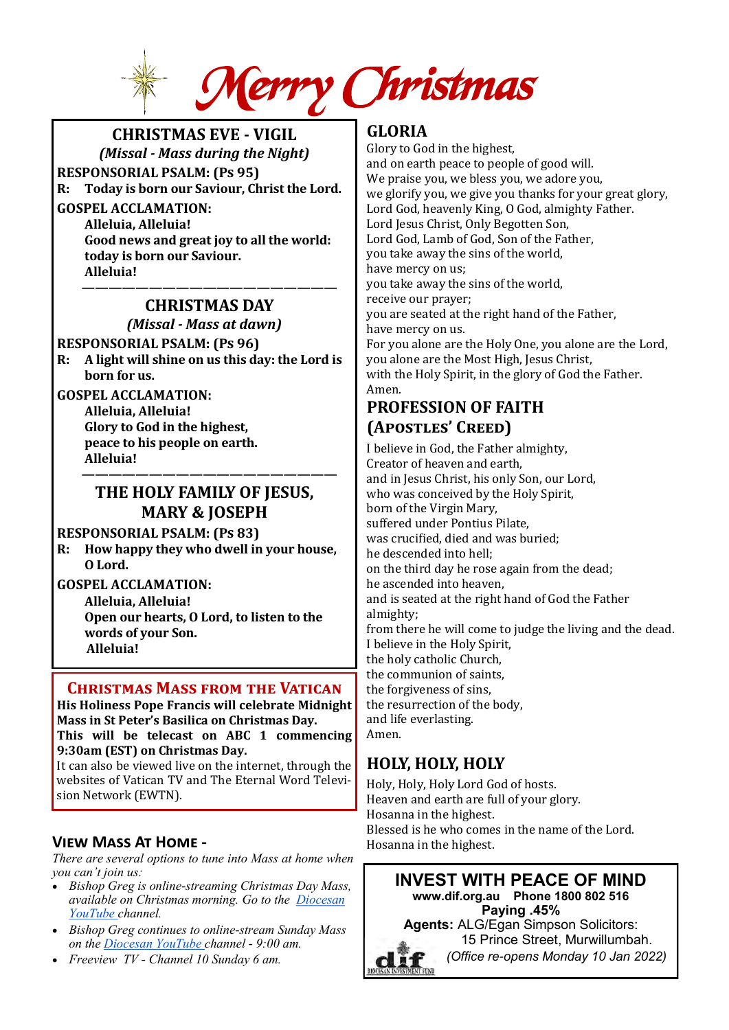# Merry Christmas

## CHRISTMAS EVE - VIGIL

*(Missal - Mass during the Night)*

**RESPONSORIAL PSALM: (Ps 95)**

**R: Today is born our Saviour, Christ the Lord.**

**GOSPEL ACCLAMATION:**

**Alleluia, Alleluia!**
**Good news and great joy to all the world:**
**today is born our Saviour.**
**Alleluia!**

———————————————————

## CHRISTMAS DAY

*(Missal - Mass at dawn)*

**RESPONSORIAL PSALM: (Ps 96)**

**R: A light will shine on us this day: the Lord is born for us.**

**GOSPEL ACCLAMATION:**

**Alleluia, Alleluia!**
**Glory to God in the highest,**
**peace to his people on earth.**
**Alleluia!**

———————————————————

## THE HOLY FAMILY OF JESUS, MARY & JOSEPH

**RESPONSORIAL PSALM: (Ps 83)**

**R: How happy they who dwell in your house, O Lord.**

**GOSPEL ACCLAMATION:**

**Alleluia, Alleluia!**
**Open our hearts, O Lord, to listen to the words of your Son.**
**Alleluia!**

## CHRISTMAS MASS FROM THE VATICAN

**His Holiness Pope Francis will celebrate Midnight Mass in St Peter's Basilica on Christmas Day.**
**This will be telecast on ABC 1 commencing 9:30am (EST) on Christmas Day.**

It can also be viewed live on the internet, through the websites of Vatican TV and The Eternal Word Television Network (EWTN).

## VIEW MASS AT HOME -

*There are several options to tune into Mass at home when you can't join us:*

- *Bishop Greg is online-streaming Christmas Day Mass, available on Christmas morning. Go to the Diocesan YouTube channel.*
- *Bishop Greg continues to online-stream Sunday Mass on the Diocesan YouTube channel - 9:00 am.*
- *Freeview TV - Channel 10 Sunday 6 am.*

## GLORIA

Glory to God in the highest,
and on earth peace to people of good will.
We praise you, we bless you, we adore you,
we glorify you, we give you thanks for your great glory,
Lord God, heavenly King, O God, almighty Father.
Lord Jesus Christ, Only Begotten Son,
Lord God, Lamb of God, Son of the Father,
you take away the sins of the world,
have mercy on us;
you take away the sins of the world,
receive our prayer;
you are seated at the right hand of the Father,
have mercy on us.
For you alone are the Holy One, you alone are the Lord,
you alone are the Most High, Jesus Christ,
with the Holy Spirit, in the glory of God the Father.
Amen.

## PROFESSION OF FAITH (APOSTLES' CREED)

I believe in God, the Father almighty,
Creator of heaven and earth,
and in Jesus Christ, his only Son, our Lord,
who was conceived by the Holy Spirit,
born of the Virgin Mary,
suffered under Pontius Pilate,
was crucified, died and was buried;
he descended into hell;
on the third day he rose again from the dead;
he ascended into heaven,
and is seated at the right hand of God the Father almighty;
from there he will come to judge the living and the dead.
I believe in the Holy Spirit,
the holy catholic Church,
the communion of saints,
the forgiveness of sins,
the resurrection of the body,
and life everlasting.
Amen.

## HOLY, HOLY, HOLY

Holy, Holy, Holy Lord God of hosts.
Heaven and earth are full of your glory.
Hosanna in the highest.
Blessed is he who comes in the name of the Lord.
Hosanna in the highest.

## INVEST WITH PEACE OF MIND

**www.dif.org.au Phone 1800 802 516**

**Paying .45%**

**Agents:** ALG/Egan Simpson Solicitors:
15 Prince Street, Murwillumbah.

*(Office re-opens Monday 10 Jan 2022)*

DIOCESAN INVESTMENT FUND